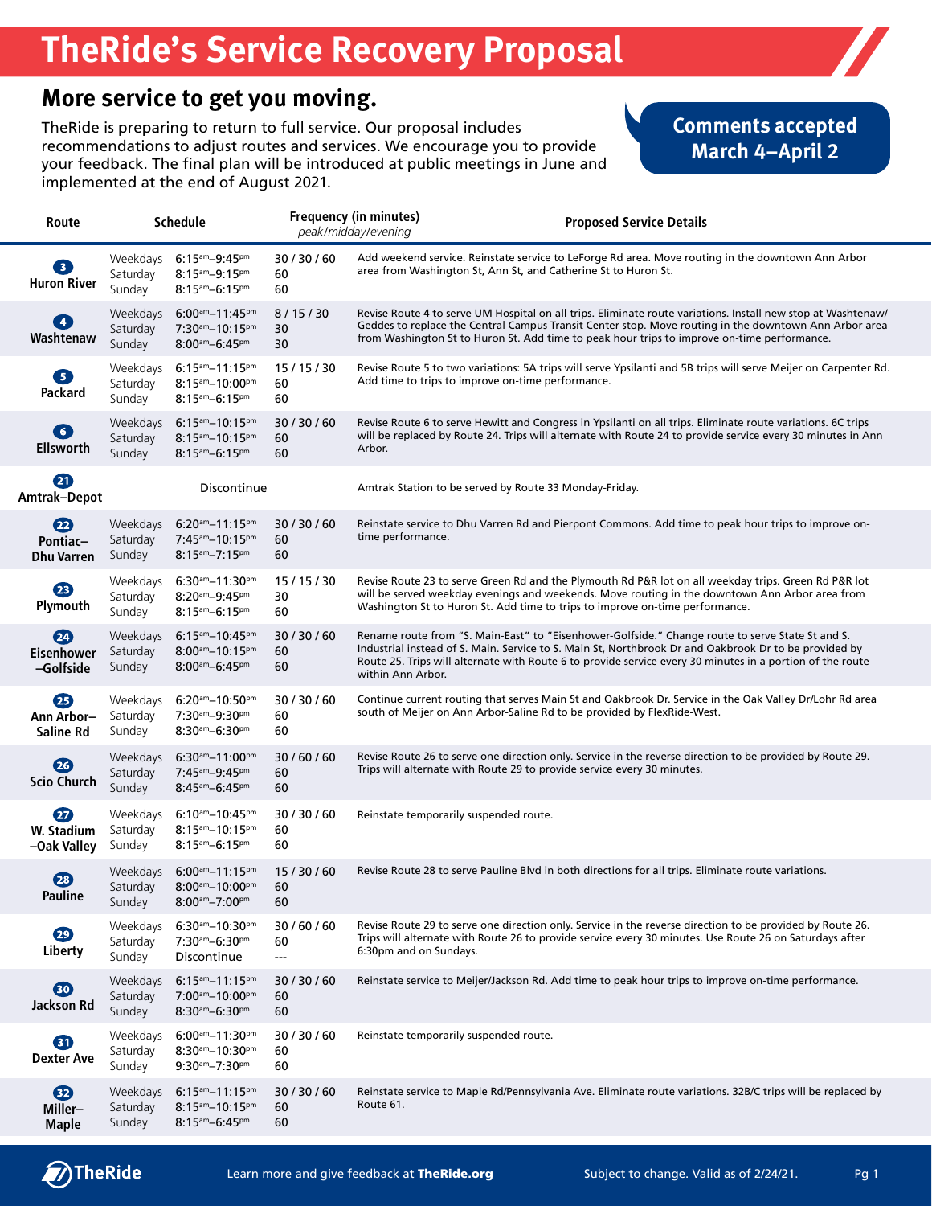# TheRide's Service Recovery Proposal

## More service to get you moving.

TheRide is preparing to return to full service. Our proposal includes recommendations to adjust routes and services. We encourage you to provide your feedback. The final plan will be introduced at public meetings in June and implemented at the end of August 2021.

**Comments accepted March 4–April 2**

| Route | Schedule | | Frequency (in minutes) *peak/midday/evening* | Proposed Service Details |
|---|---|---|---|---|
| 3 Huron River | Weekdays<br>Saturday<br>Sunday | 6:15am–9:45pm<br>8:15am–9:15pm<br>8:15am–6:15pm | 30 / 30 / 60<br>60<br>60 | Add weekend service. Reinstate service to LeForge Rd area. Move routing in the downtown Ann Arbor area from Washington St, Ann St, and Catherine St to Huron St. |
| 4 Washtenaw | Weekdays<br>Saturday<br>Sunday | 6:00am–11:45pm<br>7:30am–10:15pm<br>8:00am–6:45pm | 8 / 15 / 30<br>30<br>30 | Revise Route 4 to serve UM Hospital on all trips. Eliminate route variations. Install new stop at Washtenaw/Geddes to replace the Central Campus Transit Center stop. Move routing in the downtown Ann Arbor area from Washington St to Huron St. Add time to peak hour trips to improve on-time performance. |
| 5 Packard | Weekdays<br>Saturday<br>Sunday | 6:15am–11:15pm<br>8:15am–10:00pm<br>8:15am–6:15pm | 15 / 15 / 30<br>60<br>60 | Revise Route 5 to two variations: 5A trips will serve Ypsilanti and 5B trips will serve Meijer on Carpenter Rd. Add time to trips to improve on-time performance. |
| 6 Ellsworth | Weekdays<br>Saturday<br>Sunday | 6:15am–10:15pm<br>8:15am–10:15pm<br>8:15am–6:15pm | 30 / 30 / 60<br>60<br>60 | Revise Route 6 to serve Hewitt and Congress in Ypsilanti on all trips. Eliminate route variations. 6C trips will be replaced by Route 24. Trips will alternate with Route 24 to provide service every 30 minutes in Ann Arbor. |
| 21 Amtrak–Depot | Discontinue | | | Amtrak Station to be served by Route 33 Monday-Friday. |
| 22 Pontiac–Dhu Varren | Weekdays<br>Saturday<br>Sunday | 6:20am–11:15pm<br>7:45am–10:15pm<br>8:15am–7:15pm | 30 / 30 / 60<br>60<br>60 | Reinstate service to Dhu Varren Rd and Pierpont Commons. Add time to peak hour trips to improve on-time performance. |
| 23 Plymouth | Weekdays<br>Saturday<br>Sunday | 6:30am–11:30pm<br>8:20am–9:45pm<br>8:15am–6:15pm | 15 / 15 / 30<br>30<br>60 | Revise Route 23 to serve Green Rd and the Plymouth Rd P&R lot on all weekday trips. Green Rd P&R lot will be served weekday evenings and weekends. Move routing in the downtown Ann Arbor area from Washington St to Huron St. Add time to trips to improve on-time performance. |
| 24 Eisenhower–Golfside | Weekdays<br>Saturday<br>Sunday | 6:15am–10:45pm<br>8:00am–10:15pm<br>8:00am–6:45pm | 30 / 30 / 60<br>60<br>60 | Rename route from "S. Main-East" to "Eisenhower-Golfside." Change route to serve State St and S. Industrial instead of S. Main. Service to S. Main St, Northbrook Dr and Oakbrook Dr to be provided by Route 25. Trips will alternate with Route 6 to provide service every 30 minutes in a portion of the route within Ann Arbor. |
| 25 Ann Arbor–Saline Rd | Weekdays<br>Saturday<br>Sunday | 6:20am–10:50pm<br>7:30am–9:30pm<br>8:30am–6:30pm | 30 / 30 / 60<br>60<br>60 | Continue current routing that serves Main St and Oakbrook Dr. Service in the Oak Valley Dr/Lohr Rd area south of Meijer on Ann Arbor-Saline Rd to be provided by FlexRide-West. |
| 26 Scio Church | Weekdays<br>Saturday<br>Sunday | 6:30am–11:00pm<br>7:45am–9:45pm<br>8:45am–6:45pm | 30 / 60 / 60<br>60<br>60 | Revise Route 26 to serve one direction only. Service in the reverse direction to be provided by Route 29. Trips will alternate with Route 29 to provide service every 30 minutes. |
| 27 W. Stadium–Oak Valley | Weekdays<br>Saturday<br>Sunday | 6:10am–10:45pm<br>8:15am–10:15pm<br>8:15am–6:15pm | 30 / 30 / 60<br>60<br>60 | Reinstate temporarily suspended route. |
| 28 Pauline | Weekdays<br>Saturday<br>Sunday | 6:00am–11:15pm<br>8:00am–10:00pm<br>8:00am–7:00pm | 15 / 30 / 60<br>60<br>60 | Revise Route 28 to serve Pauline Blvd in both directions for all trips. Eliminate route variations. |
| 29 Liberty | Weekdays<br>Saturday<br>Sunday | 6:30am–10:30pm<br>7:30am–6:30pm<br>Discontinue | 30 / 60 / 60<br>60<br>--- | Revise Route 29 to serve one direction only. Service in the reverse direction to be provided by Route 26. Trips will alternate with Route 26 to provide service every 30 minutes. Use Route 26 on Saturdays after 6:30pm and on Sundays. |
| 30 Jackson Rd | Weekdays<br>Saturday<br>Sunday | 6:15am–11:15pm<br>7:00am–10:00pm<br>8:30am–6:30pm | 30 / 30 / 60<br>60<br>60 | Reinstate service to Meijer/Jackson Rd. Add time to peak hour trips to improve on-time performance. |
| 31 Dexter Ave | Weekdays<br>Saturday<br>Sunday | 6:00am–11:30pm<br>8:30am–10:30pm<br>9:30am–7:30pm | 30 / 30 / 60<br>60<br>60 | Reinstate temporarily suspended route. |
| 32 Miller–Maple | Weekdays<br>Saturday<br>Sunday | 6:15am–11:15pm<br>8:15am–10:15pm<br>8:15am–6:45pm | 30 / 30 / 60<br>60<br>60 | Reinstate service to Maple Rd/Pennsylvania Ave. Eliminate route variations. 32B/C trips will be replaced by Route 61. |

TheRide — Learn more and give feedback at **TheRide.org** — Subject to change. Valid as of 2/24/21.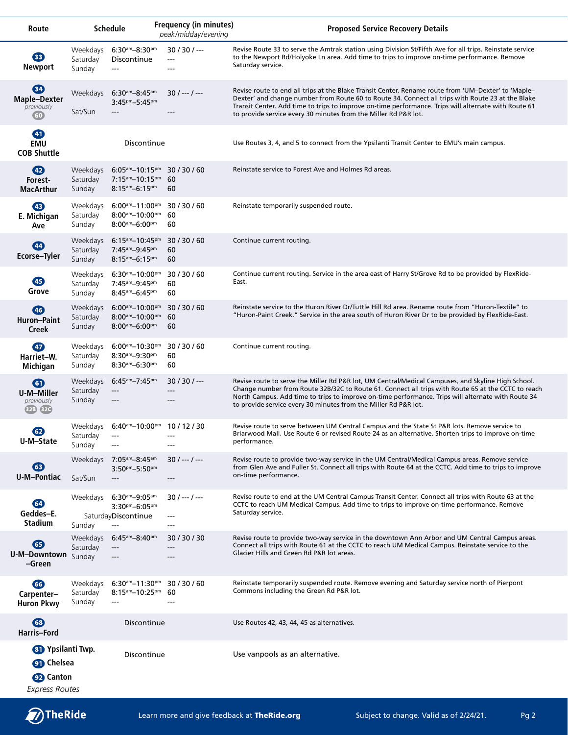| Route | Schedule | | Frequency (in minutes) *peak/midday/evening* | Proposed Service Recovery Details |
|---|---|---|---|---|
| **33 Newport** | Weekdays | 6:30am–8:30pm | 30 / 30 / --- | Revise Route 33 to serve the Amtrak station using Division St/Fifth Ave for all trips. Reinstate service to the Newport Rd/Holyoke Ln area. Add time to trips to improve on-time performance. Remove Saturday service. |
| | Saturday | Discontinue | --- | |
| | Sunday | --- | --- | |
| **34 Maple–Dexter** *previously* 60 | Weekdays | 6:30am–8:45am 3:45pm–5:45pm | 30 / --- / --- | Revise route to end all trips at the Blake Transit Center. Rename route from 'UM–Dexter' to 'Maple–Dexter' and change number from Route 60 to Route 34. Connect all trips with Route 23 at the Blake Transit Center. Add time to trips to improve on-time performance. Trips will alternate with Route 61 to provide service every 30 minutes from the Miller Rd P&R lot. |
| | Sat/Sun | --- | --- | |
| **41 EMU COB Shuttle** | Discontinue | | | Use Routes 3, 4, and 5 to connect from the Ypsilanti Transit Center to EMU's main campus. |
| **42 Forest-MacArthur** | Weekdays | 6:05am–10:15pm | 30 / 30 / 60 | Reinstate service to Forest Ave and Holmes Rd areas. |
| | Saturday | 7:15am–10:15pm | 60 | |
| | Sunday | 8:15am–6:15pm | 60 | |
| **43 E. Michigan Ave** | Weekdays | 6:00am–11:00pm | 30 / 30 / 60 | Reinstate temporarily suspended route. |
| | Saturday | 8:00am–10:00pm | 60 | |
| | Sunday | 8:00am–6:00pm | 60 | |
| **44 Ecorse–Tyler** | Weekdays | 6:15am–10:45pm | 30 / 30 / 60 | Continue current routing. |
| | Saturday | 7:45am–9:45pm | 60 | |
| | Sunday | 8:15am–6:15pm | 60 | |
| **45 Grove** | Weekdays | 6:30am–10:00pm | 30 / 30 / 60 | Continue current routing. Service in the area east of Harry St/Grove Rd to be provided by FlexRide-East. |
| | Saturday | 7:45am–9:45pm | 60 | |
| | Sunday | 8:45am–6:45pm | 60 | |
| **46 Huron–Paint Creek** | Weekdays | 6:00am–10:00pm | 30 / 30 / 60 | Reinstate service to the Huron River Dr/Tuttle Hill Rd area. Rename route from "Huron-Textile" to "Huron-Paint Creek." Service in the area south of Huron River Dr to be provided by FlexRide-East. |
| | Saturday | 8:00am–10:00pm | 60 | |
| | Sunday | 8:00am–6:00pm | 60 | |
| **47 Harriet–W. Michigan** | Weekdays | 6:00am–10:30pm | 30 / 30 / 60 | Continue current routing. |
| | Saturday | 8:30am–9:30pm | 60 | |
| | Sunday | 8:30am–6:30pm | 60 | |
| **61 U-M–Miller** *previously* 32B 32C | Weekdays | 6:45am–7:45pm | 30 / 30 / --- | Revise route to serve the Miller Rd P&R lot, UM Central/Medical Campuses, and Skyline High School. Change number from Route 32B/32C to Route 61. Connect all trips with Route 65 at the CCTC to reach North Campus. Add time to trips to improve on-time performance. Trips will alternate with Route 34 to provide service every 30 minutes from the Miller Rd P&R lot. |
| | Saturday | --- | --- | |
| | Sunday | --- | --- | |
| **62 U-M–State** | Weekdays | 6:40am–10:00pm | 10 / 12 / 30 | Revise route to serve between UM Central Campus and the State St P&R lots. Remove service to Briarwood Mall. Use Route 6 or revised Route 24 as an alternative. Shorten trips to improve on-time performance. |
| | Saturday | --- | --- | |
| | Sunday | --- | --- | |
| **63 U-M–Pontiac** | Weekdays | 7:05am–8:45am 3:50pm–5:50pm | 30 / --- / --- | Revise route to provide two-way service in the UM Central/Medical Campus areas. Remove service from Glen Ave and Fuller St. Connect all trips with Route 64 at the CCTC. Add time to trips to improve on-time performance. |
| | Sat/Sun | --- | --- | |
| **64 Geddes–E. Stadium** | Weekdays | 6:30am–9:05am 3:30pm–6:05pm | 30 / --- / --- | Revise route to end at the UM Central Campus Transit Center. Connect all trips with Route 63 at the CCTC to reach UM Medical Campus. Add time to trips to improve on-time performance. Remove Saturday service. |
| | Saturday | Discontinue | --- | |
| | Sunday | --- | --- | |
| **65 U-M–Downtown –Green** | Weekdays | 6:45am–8:40pm | 30 / 30 / 30 | Revise route to provide two-way service in the downtown Ann Arbor and UM Central Campus areas. Connect all trips with Route 61 at the CCTC to reach UM Medical Campus. Reinstate service to the Glacier Hills and Green Rd P&R lot areas. |
| | Saturday | --- | --- | |
| | Sunday | --- | --- | |
| **66 Carpenter–Huron Pkwy** | Weekdays | 6:30am–11:30pm | 30 / 30 / 60 | Reinstate temporarily suspended route. Remove evening and Saturday service north of Pierpont Commons including the Green Rd P&R lot. |
| | Saturday | 8:15am–10:25pm | 60 | |
| | Sunday | --- | --- | |
| **68 Harris–Ford** | Discontinue | | | Use Routes 42, 43, 44, 45 as alternatives. |
| **81 Ypsilanti Twp.** **91 Chelsea** **92 Canton** *Express Routes* | Discontinue | | | Use vanpools as an alternative. |

Learn more and give feedback at **TheRide.org**

Subject to change. Valid as of 2/24/21.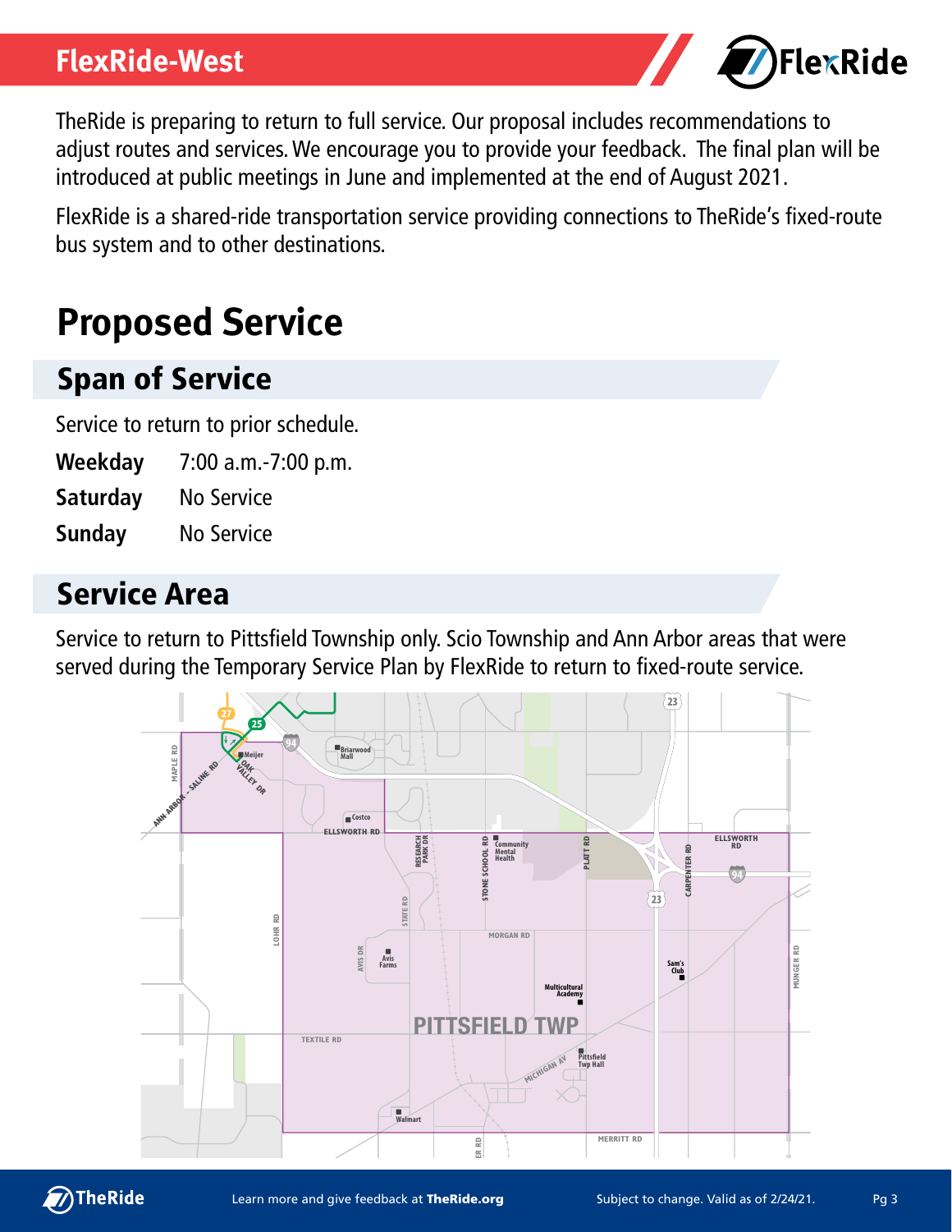## FlexRide-West

TheRide is preparing to return to full service. Our proposal includes recommendations to adjust routes and services. We encourage you to provide your feedback. The final plan will be introduced at public meetings in June and implemented at the end of August 2021.

FlexRide is a shared-ride transportation service providing connections to TheRide's fixed-route bus system and to other destinations.

# Proposed Service

## Span of Service

Service to return to prior schedule.

| | |
|---|---|
| **Weekday** | 7:00 a.m.-7:00 p.m. |
| **Saturday** | No Service |
| **Sunday** | No Service |

## Service Area

Service to return to Pittsfield Township only. Scio Township and Ann Arbor areas that were served during the Temporary Service Plan by FlexRide to return to fixed-route service.

Learn more and give feedback at **TheRide.org**

Subject to change. Valid as of 2/24/21.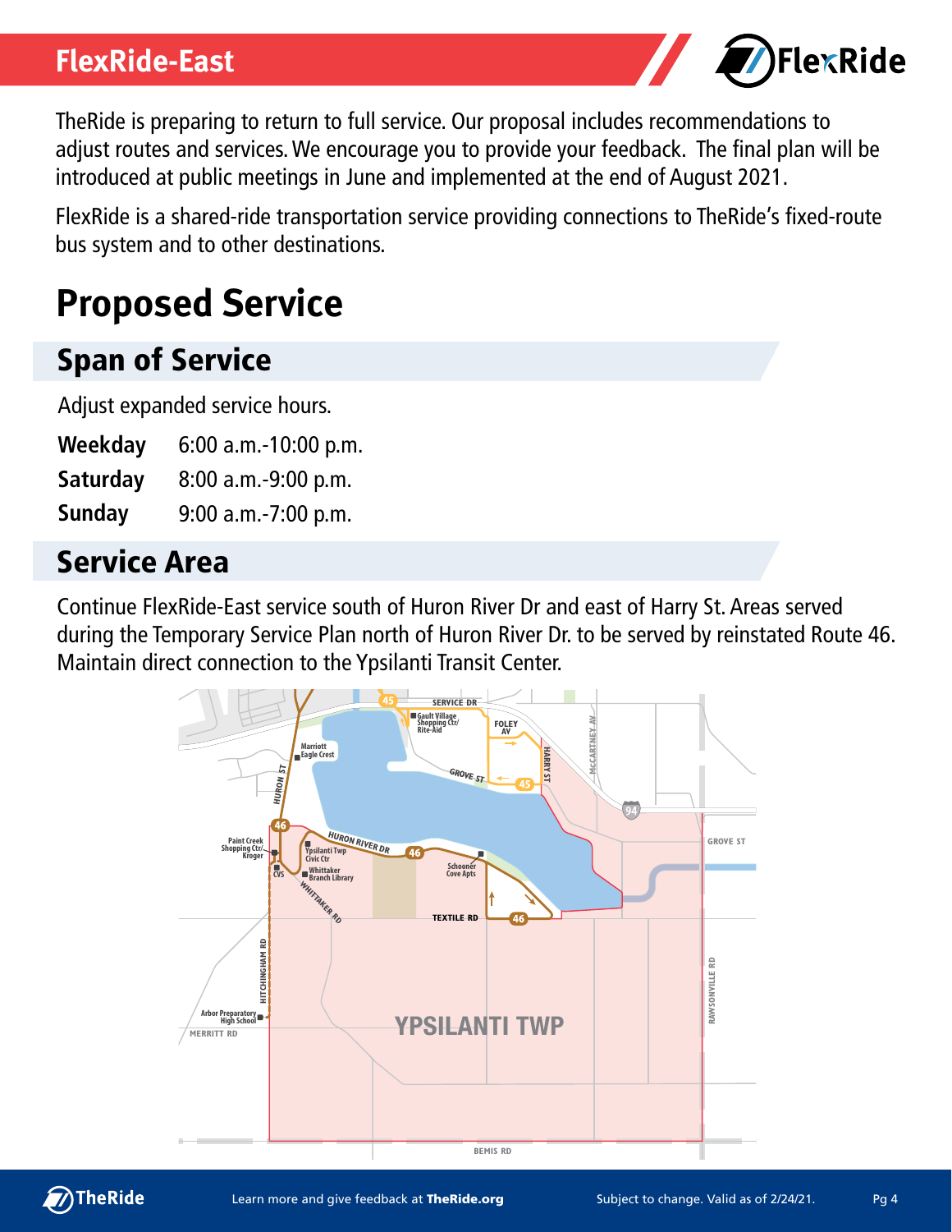# FlexRide-East

TheRide is preparing to return to full service. Our proposal includes recommendations to adjust routes and services. We encourage you to provide your feedback. The final plan will be introduced at public meetings in June and implemented at the end of August 2021.

FlexRide is a shared-ride transportation service providing connections to TheRide's fixed-route bus system and to other destinations.

# Proposed Service

## Span of Service

Adjust expanded service hours.

| | |
|---|---|
| **Weekday** | 6:00 a.m.-10:00 p.m. |
| **Saturday** | 8:00 a.m.-9:00 p.m. |
| **Sunday** | 9:00 a.m.-7:00 p.m. |

## Service Area

Continue FlexRide-East service south of Huron River Dr and east of Harry St. Areas served during the Temporary Service Plan north of Huron River Dr. to be served by reinstated Route 46. Maintain direct connection to the Ypsilanti Transit Center.

Learn more and give feedback at **TheRide.org**

Subject to change. Valid as of 2/24/21.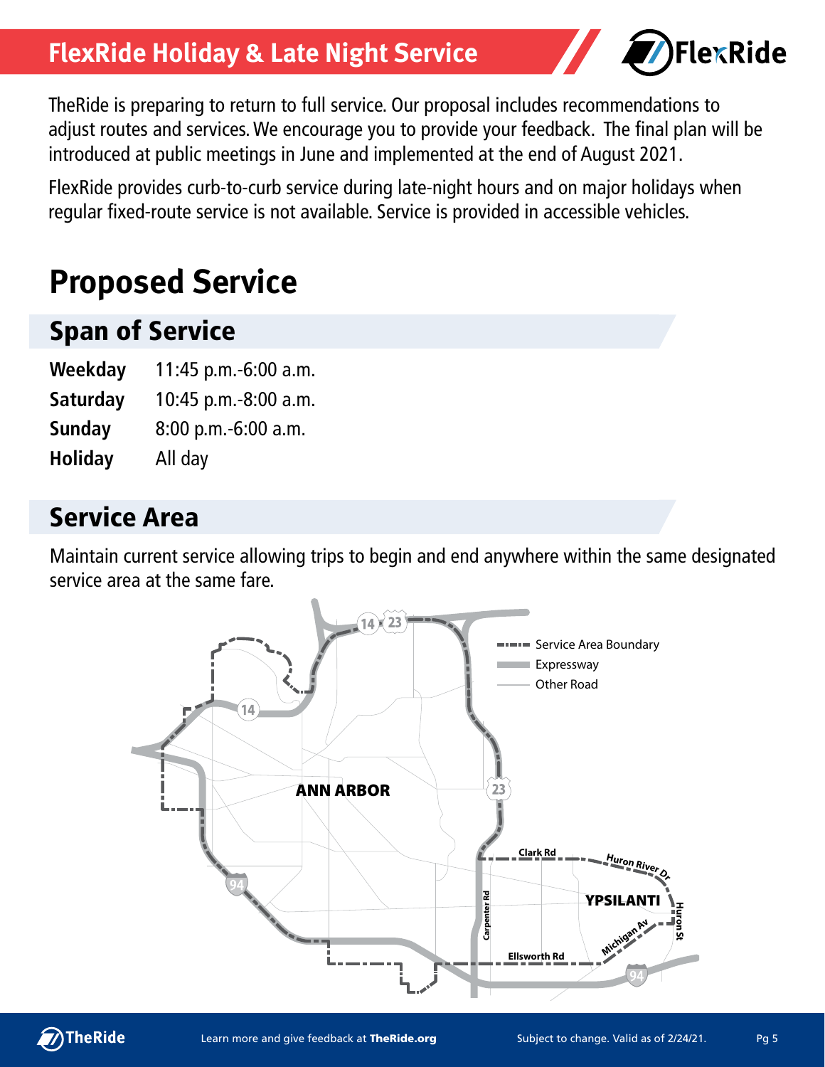# FlexRide Holiday & Late Night Service

TheRide is preparing to return to full service. Our proposal includes recommendations to adjust routes and services. We encourage you to provide your feedback. The final plan will be introduced at public meetings in June and implemented at the end of August 2021.

FlexRide provides curb-to-curb service during late-night hours and on major holidays when regular fixed-route service is not available. Service is provided in accessible vehicles.

# Proposed Service

## Span of Service

| | |
|---|---|
| **Weekday** | 11:45 p.m.-6:00 a.m. |
| **Saturday** | 10:45 p.m.-8:00 a.m. |
| **Sunday** | 8:00 p.m.-6:00 a.m. |
| **Holiday** | All day |

## Service Area

Maintain current service allowing trips to begin and end anywhere within the same designated service area at the same fare.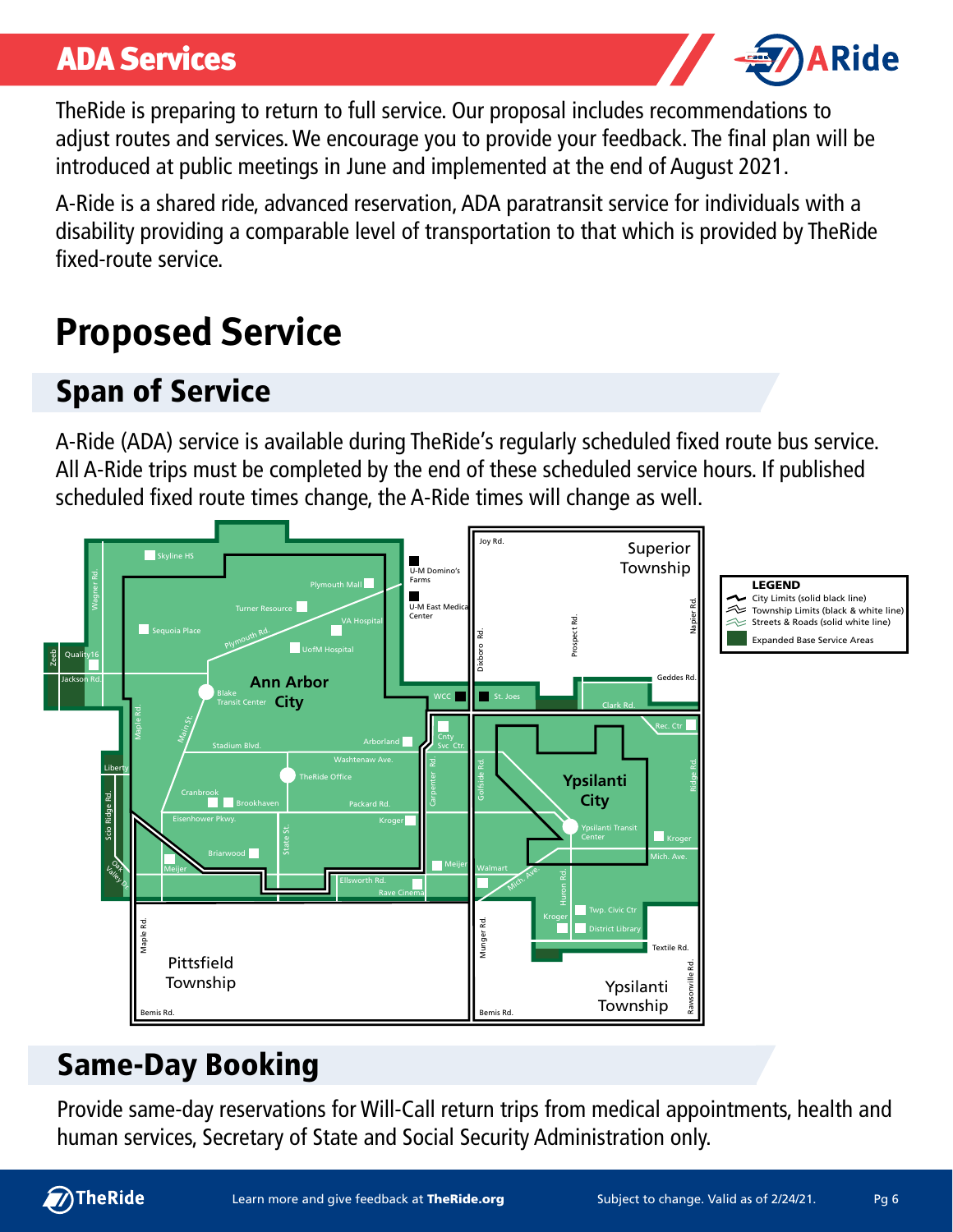# ADA Services

TheRide is preparing to return to full service. Our proposal includes recommendations to adjust routes and services. We encourage you to provide your feedback. The final plan will be introduced at public meetings in June and implemented at the end of August 2021.

A-Ride is a shared ride, advanced reservation, ADA paratransit service for individuals with a disability providing a comparable level of transportation to that which is provided by TheRide fixed-route service.

# Proposed Service

## Span of Service

A-Ride (ADA) service is available during TheRide's regularly scheduled fixed route bus service. All A-Ride trips must be completed by the end of these scheduled service hours. If published scheduled fixed route times change, the A-Ride times will change as well.

**LEGEND**
- City Limits (solid black line)
- Township Limits (black & white line)
- Streets & Roads (solid white line)
- Expanded Base Service Areas

## Same-Day Booking

Provide same-day reservations for Will-Call return trips from medical appointments, health and human services, Secretary of State and Social Security Administration only.

Learn more and give feedback at **TheRide.org**

Subject to change. Valid as of 2/24/21.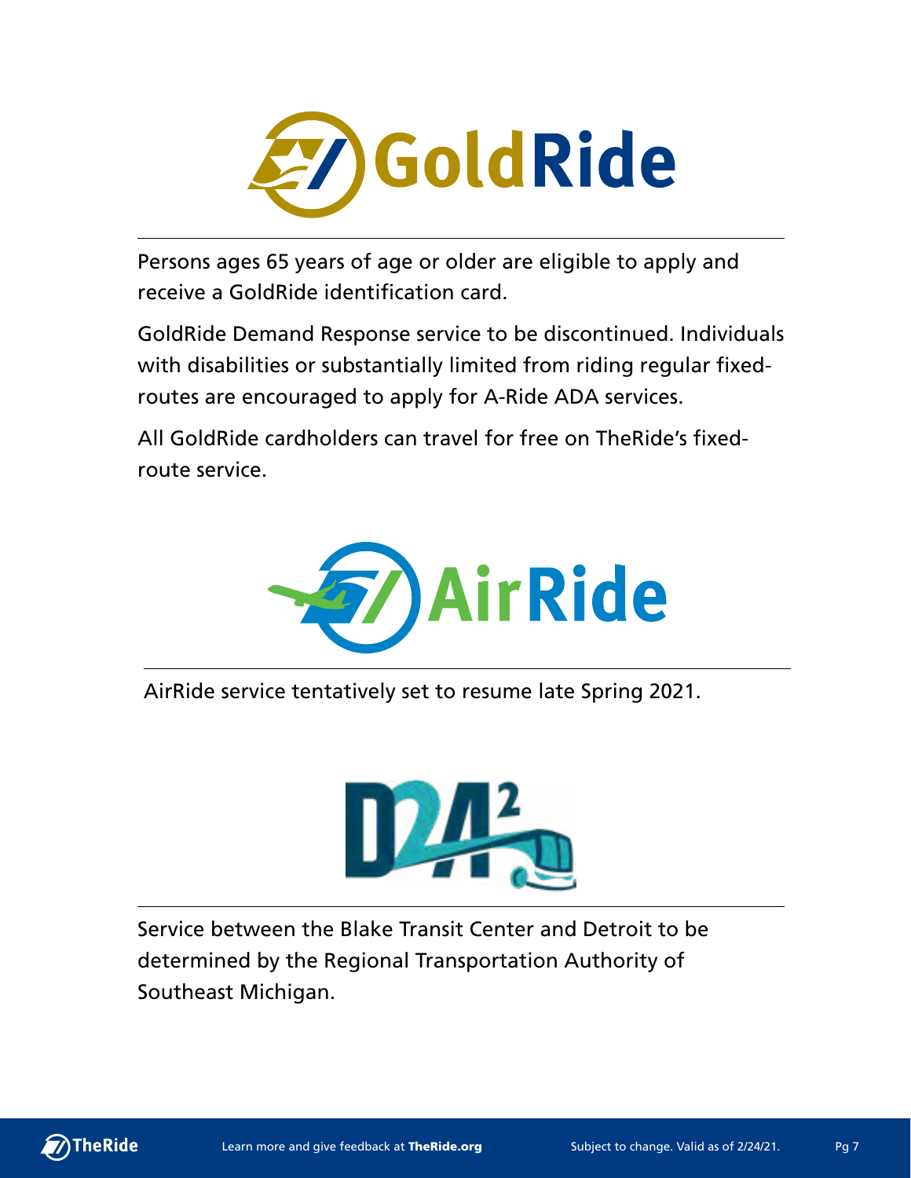# GoldRide

Persons ages 65 years of age or older are eligible to apply and receive a GoldRide identification card.

GoldRide Demand Response service to be discontinued. Individuals with disabilities or substantially limited from riding regular fixed-routes are encouraged to apply for A-Ride ADA services.

All GoldRide cardholders can travel for free on TheRide's fixed-route service.

# AirRide

AirRide service tentatively set to resume late Spring 2021.

# D2A2

Service between the Blake Transit Center and Detroit to be determined by the Regional Transportation Authority of Southeast Michigan.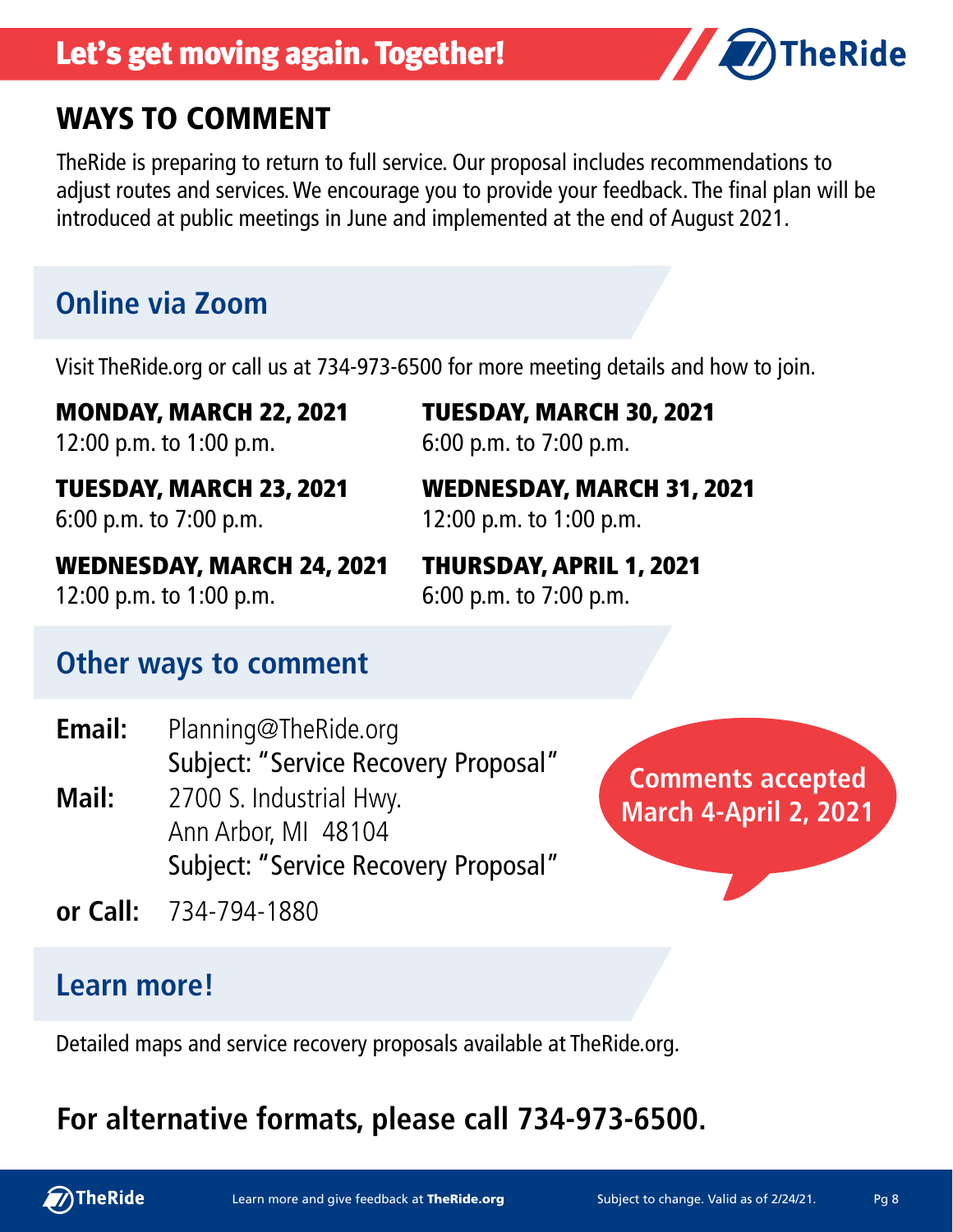Let's get moving again. Together!

# WAYS TO COMMENT

TheRide is preparing to return to full service. Our proposal includes recommendations to adjust routes and services. We encourage you to provide your feedback. The final plan will be introduced at public meetings in June and implemented at the end of August 2021.

## Online via Zoom

Visit TheRide.org or call us at 734-973-6500 for more meeting details and how to join.

**MONDAY, MARCH 22, 2021**
12:00 p.m. to 1:00 p.m.

**TUESDAY, MARCH 23, 2021**
6:00 p.m. to 7:00 p.m.

**WEDNESDAY, MARCH 24, 2021**
12:00 p.m. to 1:00 p.m.

**TUESDAY, MARCH 30, 2021**
6:00 p.m. to 7:00 p.m.

**WEDNESDAY, MARCH 31, 2021**
12:00 p.m. to 1:00 p.m.

**THURSDAY, APRIL 1, 2021**
6:00 p.m. to 7:00 p.m.

## Other ways to comment

**Email:** Planning@TheRide.org
Subject: "Service Recovery Proposal"

**Mail:** 2700 S. Industrial Hwy.
Ann Arbor, MI 48104
Subject: "Service Recovery Proposal"

**or Call:** 734-794-1880

**Comments accepted March 4-April 2, 2021**

## Learn more!

Detailed maps and service recovery proposals available at TheRide.org.

## For alternative formats, please call 734-973-6500.

Learn more and give feedback at **TheRide.org**

Subject to change. Valid as of 2/24/21.